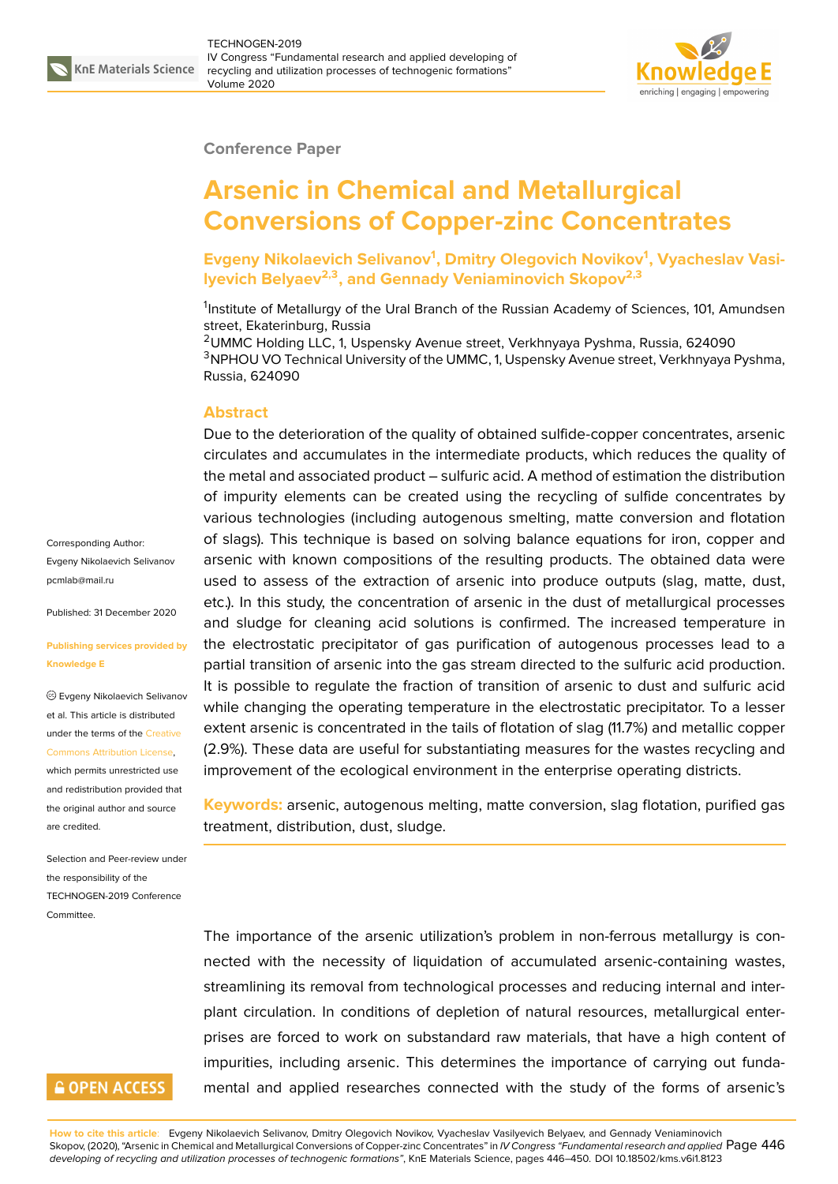Conference Paper

# Arsenic in Chemical and Metallurgical Conversions of Copper-zinc Concentrates

**Evgeny Nikolaevich Selivanov[1], Dmitry Olegovich Novikov[1], Vyacheslav Vasilyevich Belyaev[2,3], and Gennady Veniaminovich Skopov[2,3]**

[1]Institute of Metallurgy of the Ural Branch of the Russian Academy of Sciences, 101, Amundsen street, Ekaterinburg, Russia
[2]UMMC Holding LLC, 1, Uspensky Avenue street, Verkhnyaya Pyshma, Russia, 624090
[3]NPHOU VO Technical University of the UMMC, 1, Uspensky Avenue street, Verkhnyaya Pyshma, Russia, 624090

## Abstract

Due to the deterioration of the quality of obtained sulfide-copper concentrates, arsenic circulates and accumulates in the intermediate products, which reduces the quality of the metal and associated product – sulfuric acid. A method of estimation the distribution of impurity elements can be created using the recycling of sulfide concentrates by various technologies (including autogenous smelting, matte conversion and flotation of slags). This technique is based on solving balance equations for iron, copper and arsenic with known compositions of the resulting products. The obtained data were used to assess of the extraction of arsenic into produce outputs (slag, matte, dust, etc.). In this study, the concentration of arsenic in the dust of metallurgical processes and sludge for cleaning acid solutions is confirmed. The increased temperature in the electrostatic precipitator of gas purification of autogenous processes lead to a partial transition of arsenic into the gas stream directed to the sulfuric acid production. It is possible to regulate the fraction of transition of arsenic to dust and sulfuric acid while changing the operating temperature in the electrostatic precipitator. To a lesser extent arsenic is concentrated in the tails of flotation of slag (11.7%) and metallic copper (2.9%). These data are useful for substantiating measures for the wastes recycling and improvement of the ecological environment in the enterprise operating districts.

**Keywords:** arsenic, autogenous melting, matte conversion, slag flotation, purified gas treatment, distribution, dust, sludge.

Corresponding Author: Evgeny Nikolaevich Selivanov pcmlab@mail.ru

Published: 31 December 2020

Publishing services provided by Knowledge E

© Evgeny Nikolaevich Selivanov et al. This article is distributed under the terms of the Creative Commons Attribution License, which permits unrestricted use and redistribution provided that the original author and source are credited.

Selection and Peer-review under the responsibility of the TECHNOGEN-2019 Conference Committee.

The importance of the arsenic utilization's problem in non-ferrous metallurgy is connected with the necessity of liquidation of accumulated arsenic-containing wastes, streamlining its removal from technological processes and reducing internal and interplant circulation. In conditions of depletion of natural resources, metallurgical enterprises are forced to work on substandard raw materials, that have a high content of impurities, including arsenic. This determines the importance of carrying out fundamental and applied researches connected with the study of the forms of arsenic's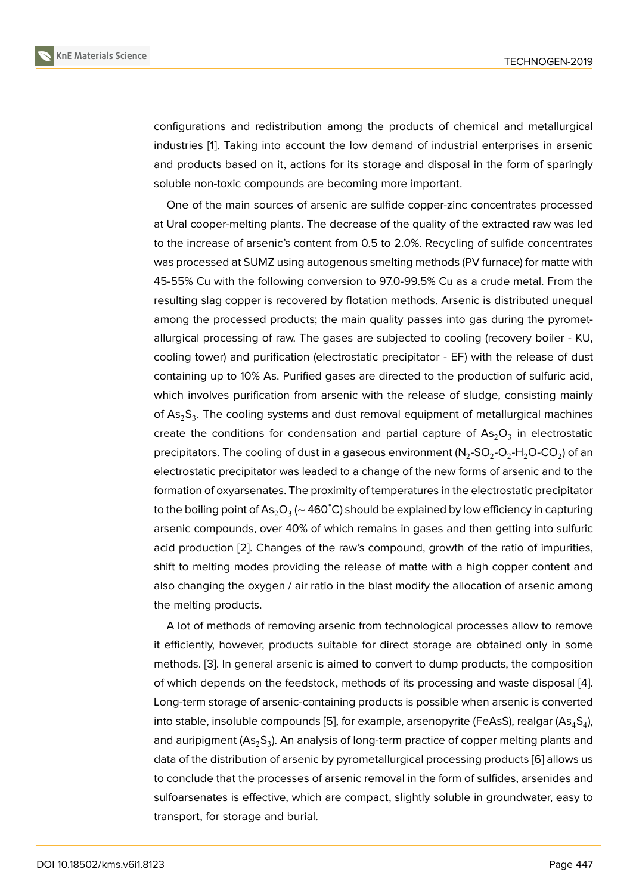configurations and redistribution among the products of chemical and metallurgical industries [1]. Taking into account the low demand of industrial enterprises in arsenic and products based on it, actions for its storage and disposal in the form of sparingly soluble non-toxic compounds are becoming more important.

One of the main sources of arsenic are sulfide copper-zinc concentrates processed at Ural cooper-melting plants. The decrease of the quality of the extracted raw was led to the increase of arsenic's content from 0.5 to 2.0%. Recycling of sulfide concentrates was processed at SUMZ using autogenous smelting methods (PV furnace) for matte with 45-55% Cu with the following conversion to 97.0-99.5% Cu as a crude metal. From the resulting slag copper is recovered by flotation methods. Arsenic is distributed unequal among the processed products; the main quality passes into gas during the pyrometallurgical processing of raw. The gases are subjected to cooling (recovery boiler - KU, cooling tower) and purification (electrostatic precipitator - EF) with the release of dust containing up to 10% As. Purified gases are directed to the production of sulfuric acid, which involves purification from arsenic with the release of sludge, consisting mainly of $As_2S_3$. The cooling systems and dust removal equipment of metallurgical machines create the conditions for condensation and partial capture of $As_2O_3$ in electrostatic precipitators. The cooling of dust in a gaseous environment ($N_2$-$SO_2$-$O_2$-$H_2O$-$CO_2$) of an electrostatic precipitator was leaded to a change of the new forms of arsenic and to the formation of oxyarsenates. The proximity of temperatures in the electrostatic precipitator to the boiling point of $As_2O_3$ (~ 460°C) should be explained by low efficiency in capturing arsenic compounds, over 40% of which remains in gases and then getting into sulfuric acid production [2]. Changes of the raw's compound, growth of the ratio of impurities, shift to melting modes providing the release of matte with a high copper content and also changing the oxygen / air ratio in the blast modify the allocation of arsenic among the melting products.

A lot of methods of removing arsenic from technological processes allow to remove it efficiently, however, products suitable for direct storage are obtained only in some methods. [3]. In general arsenic is aimed to convert to dump products, the composition of which depends on the feedstock, methods of its processing and waste disposal [4]. Long-term storage of arsenic-containing products is possible when arsenic is converted into stable, insoluble compounds [5], for example, arsenopyrite (FeAsS), realgar ($As_4S_4$), and auripigment ($As_2S_3$). An analysis of long-term practice of copper melting plants and data of the distribution of arsenic by pyrometallurgical processing products [6] allows us to conclude that the processes of arsenic removal in the form of sulfides, arsenides and sulfoarsenates is effective, which are compact, slightly soluble in groundwater, easy to transport, for storage and burial.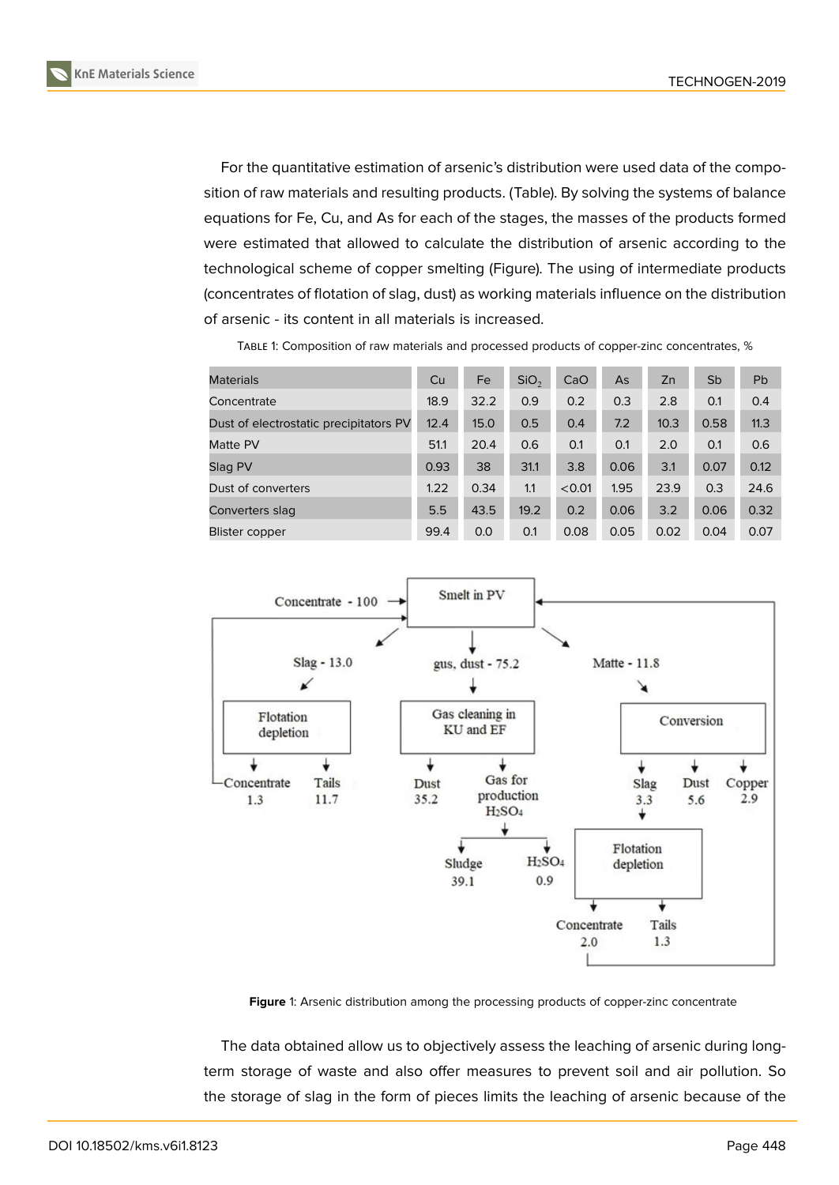For the quantitative estimation of arsenic's distribution were used data of the composition of raw materials and resulting products. (Table). By solving the systems of balance equations for Fe, Cu, and As for each of the stages, the masses of the products formed were estimated that allowed to calculate the distribution of arsenic according to the technological scheme of copper smelting (Figure). The using of intermediate products (concentrates of flotation of slag, dust) as working materials influence on the distribution of arsenic - its content in all materials is increased.

Table 1: Composition of raw materials and processed products of copper-zinc concentrates, %

| Materials | Cu | Fe | $SiO_2$ | CaO | As | Zn | Sb | Pb |
|---|---|---|---|---|---|---|---|---|
| Concentrate | 18.9 | 32.2 | 0.9 | 0.2 | 0.3 | 2.8 | 0.1 | 0.4 |
| Dust of electrostatic precipitators PV | 12.4 | 15.0 | 0.5 | 0.4 | 7.2 | 10.3 | 0.58 | 11.3 |
| Matte PV | 51.1 | 20.4 | 0.6 | 0.1 | 0.1 | 2.0 | 0.1 | 0.6 |
| Slag PV | 0.93 | 38 | 31.1 | 3.8 | 0.06 | 3.1 | 0.07 | 0.12 |
| Dust of converters | 1.22 | 0.34 | 1.1 | <0.01 | 1.95 | 23.9 | 0.3 | 24.6 |
| Converters slag | 5.5 | 43.5 | 19.2 | 0.2 | 0.06 | 3.2 | 0.06 | 0.32 |
| Blister copper | 99.4 | 0.0 | 0.1 | 0.08 | 0.05 | 0.02 | 0.04 | 0.07 |

Concentrate - 100 → Smelt in PV → Slag - 13.0; gus, dust - 75.2; Matte - 11.8

Slag - 13.0 → Flotation depletion → Concentrate 1.3; Tails 11.7

gus, dust - 75.2 → Gas cleaning in KU and EF → Dust 35.2; Gas for production $H_2SO_4$ → Sludge 39.1; $H_2SO_4$ 0.9

Matte - 11.8 → Conversion → Slag 3.3; Dust 5.6; Copper 2.9

Slag 3.3 → Flotation depletion → Concentrate 2.0; Tails 1.3

**Figure** 1: Arsenic distribution among the processing products of copper-zinc concentrate

The data obtained allow us to objectively assess the leaching of arsenic during long-term storage of waste and also offer measures to prevent soil and air pollution. So the storage of slag in the form of pieces limits the leaching of arsenic because of the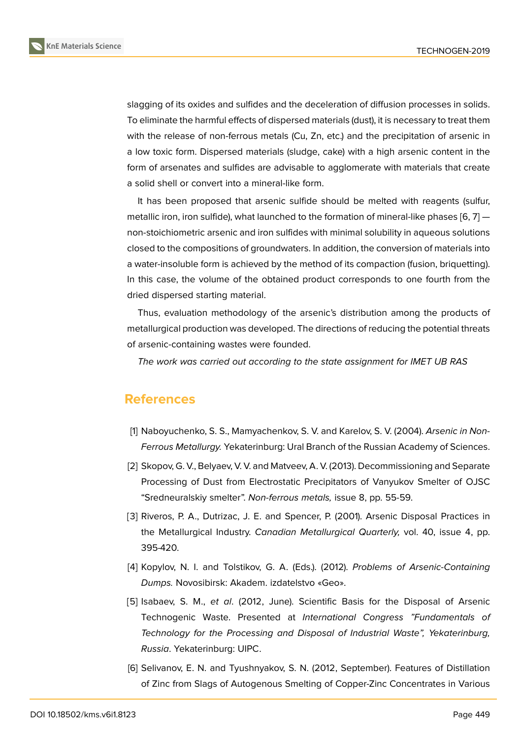slagging of its oxides and sulfides and the deceleration of diffusion processes in solids. To eliminate the harmful effects of dispersed materials (dust), it is necessary to treat them with the release of non-ferrous metals (Cu, Zn, etc.) and the precipitation of arsenic in a low toxic form. Dispersed materials (sludge, cake) with a high arsenic content in the form of arsenates and sulfides are advisable to agglomerate with materials that create a solid shell or convert into a mineral-like form.

It has been proposed that arsenic sulfide should be melted with reagents (sulfur, metallic iron, iron sulfide), what launched to the formation of mineral-like phases [6, 7] — non-stoichiometric arsenic and iron sulfides with minimal solubility in aqueous solutions closed to the compositions of groundwaters. In addition, the conversion of materials into a water-insoluble form is achieved by the method of its compaction (fusion, briquetting). In this case, the volume of the obtained product corresponds to one fourth from the dried dispersed starting material.

Thus, evaluation methodology of the arsenic's distribution among the products of metallurgical production was developed. The directions of reducing the potential threats of arsenic-containing wastes were founded.

*The work was carried out according to the state assignment for IMET UB RAS*

## References

[1] Naboyuchenko, S. S., Mamyachenkov, S. V. and Karelov, S. V. (2004). *Arsenic in Non-Ferrous Metallurgy.* Yekaterinburg: Ural Branch of the Russian Academy of Sciences.

[2] Skopov, G. V., Belyaev, V. V. and Matveev, A. V. (2013). Decommissioning and Separate Processing of Dust from Electrostatic Precipitators of Vanyukov Smelter of OJSC "Sredneuralskiy smelter". *Non-ferrous metals,* issue 8, pp. 55-59.

[3] Riveros, P. A., Dutrizac, J. E. and Spencer, P. (2001). Arsenic Disposal Practices in the Metallurgical Industry. *Canadian Metallurgical Quarterly,* vol. 40, issue 4, pp. 395-420.

[4] Kopylov, N. I. and Tolstikov, G. A. (Eds.). (2012). *Problems of Arsenic-Containing Dumps.* Novosibirsk: Akadem. izdatelstvo «Geo».

[5] Isabaev, S. M., *et al*. (2012, June). Scientific Basis for the Disposal of Arsenic Technogenic Waste. Presented at *International Congress "Fundamentals of Technology for the Processing and Disposal of Industrial Waste", Yekaterinburg, Russia*. Yekaterinburg: UIPC.

[6] Selivanov, E. N. and Tyushnyakov, S. N. (2012, September). Features of Distillation of Zinc from Slags of Autogenous Smelting of Copper-Zinc Concentrates in Various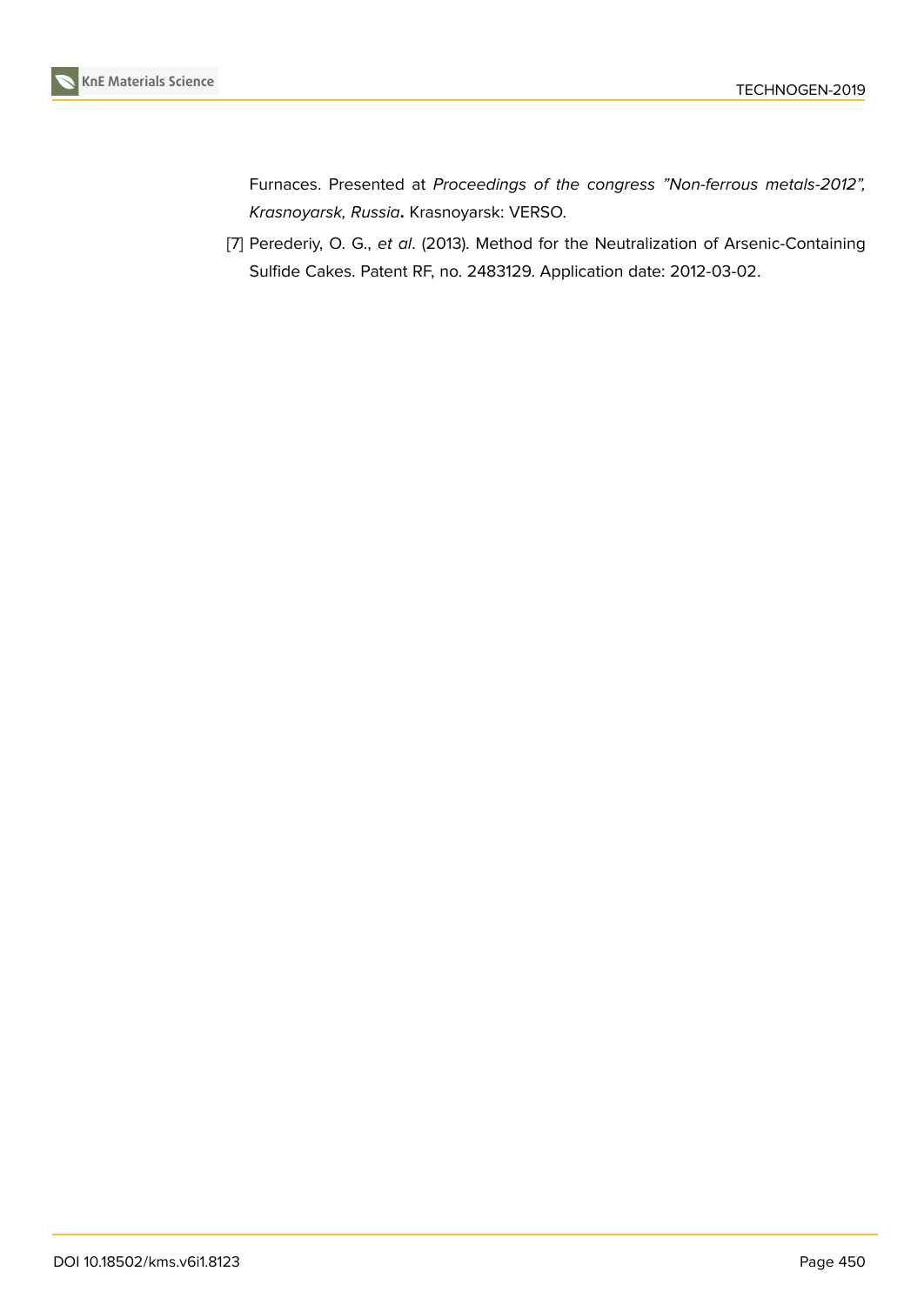Furnaces. Presented at *Proceedings of the congress "Non-ferrous metals-2012", Krasnoyarsk, Russia***.** Krasnoyarsk: VERSO.

[7] Perederiy, O. G., *et al*. (2013). Method for the Neutralization of Arsenic-Containing Sulfide Cakes. Patent RF, no. 2483129. Application date: 2012-03-02.